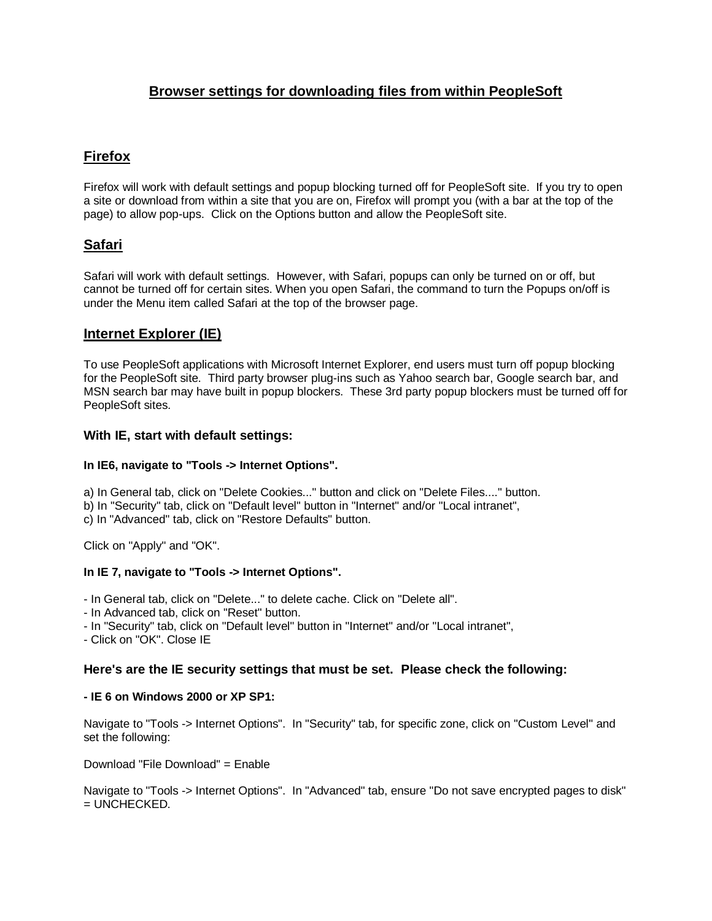# Browser settings for downloading files from within PeopleSoft

## Firefox

Firefox will work with default settings and popup blocking turned off for PeopleSoft site. If you try to open a site or download from within a site that you are on, Firefox will prompt you (with a bar at the top of the page) to allow pop-ups. Click on the Options button and allow the PeopleSoft site.

## Safari

Safari will work with default settings. However, with Safari, popups can only be turned on or off, but cannot be turned off for certain sites. When you open Safari, the command to turn the Popups on/off is under the Menu item called Safari at the top of the browser page.

## Internet Explorer (IE)

To use PeopleSoft applications with Microsoft Internet Explorer, end users must turn off popup blocking for the PeopleSoft site. Third party browser plug-ins such as Yahoo search bar, Google search bar, and MSN search bar may have built in popup blockers. These 3rd party popup blockers must be turned off for PeopleSoft sites.

### With IE, start with default settings:

#### In IE6, navigate to "Tools -> Internet Options".

a) In General tab, click on "Delete Cookies..." button and click on "Delete Files...." button.
b) In "Security" tab, click on "Default level" button in "Internet" and/or "Local intranet",
c) In "Advanced" tab, click on "Restore Defaults" button.

Click on "Apply" and "OK".

#### In IE 7, navigate to "Tools -> Internet Options".

- In General tab, click on "Delete..." to delete cache. Click on "Delete all".
- In Advanced tab, click on "Reset" button.
- In "Security" tab, click on "Default level" button in "Internet" and/or "Local intranet",
- Click on "OK". Close IE

### Here's are the IE security settings that must be set. Please check the following:

#### - IE 6 on Windows 2000 or XP SP1:

Navigate to "Tools -> Internet Options". In "Security" tab, for specific zone, click on "Custom Level" and set the following:

Download "File Download" = Enable

Navigate to "Tools -> Internet Options". In "Advanced" tab, ensure "Do not save encrypted pages to disk" = UNCHECKED.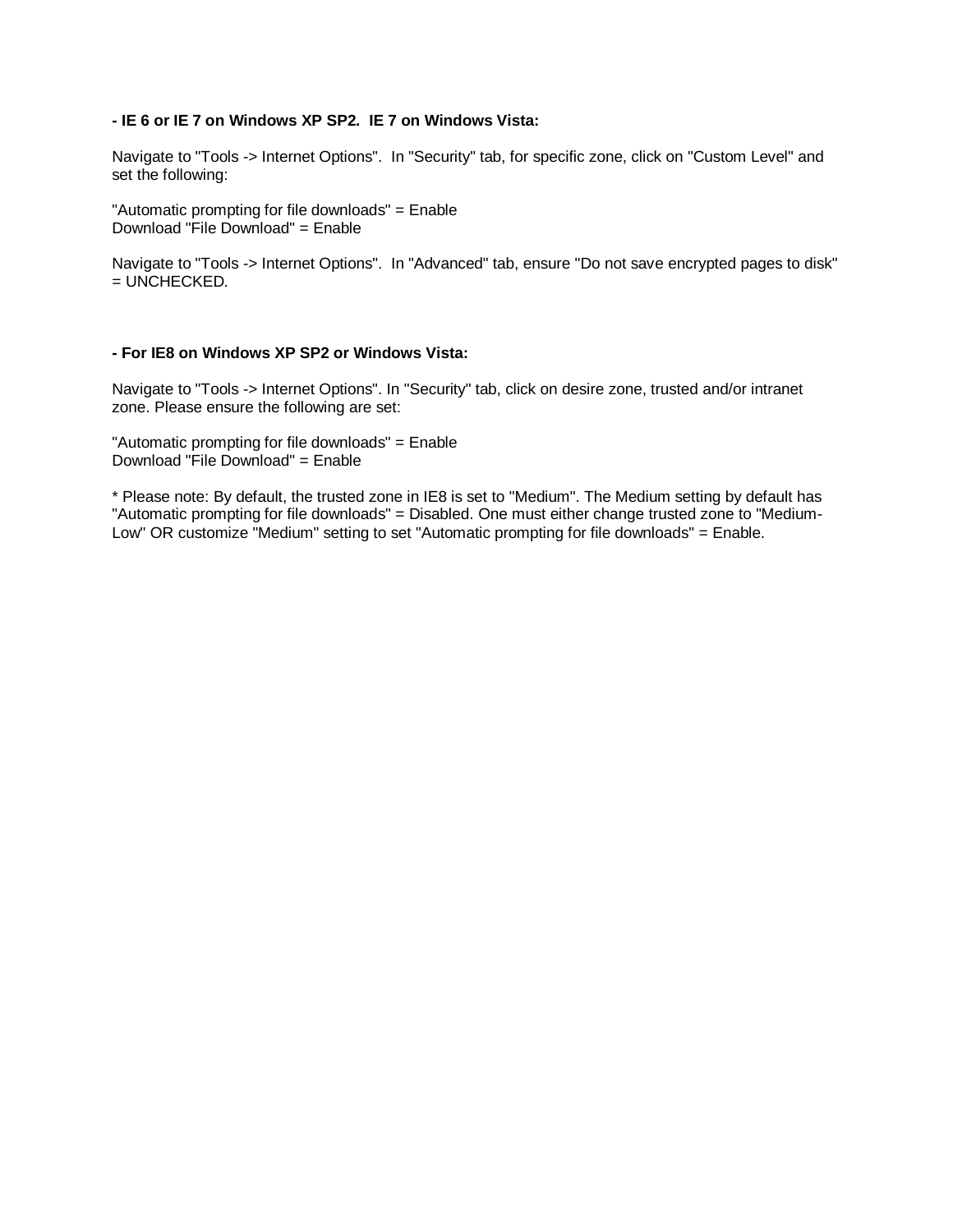**- IE 6 or IE 7 on Windows XP SP2. IE 7 on Windows Vista:**

Navigate to "Tools -> Internet Options". In "Security" tab, for specific zone, click on "Custom Level" and set the following:

"Automatic prompting for file downloads" = Enable
Download "File Download" = Enable

Navigate to "Tools -> Internet Options". In "Advanced" tab, ensure "Do not save encrypted pages to disk" = UNCHECKED.

**- For IE8 on Windows XP SP2 or Windows Vista:**

Navigate to "Tools -> Internet Options". In "Security" tab, click on desire zone, trusted and/or intranet zone. Please ensure the following are set:

"Automatic prompting for file downloads" = Enable
Download "File Download" = Enable

* Please note: By default, the trusted zone in IE8 is set to "Medium". The Medium setting by default has "Automatic prompting for file downloads" = Disabled. One must either change trusted zone to "Medium-Low" OR customize "Medium" setting to set "Automatic prompting for file downloads" = Enable.